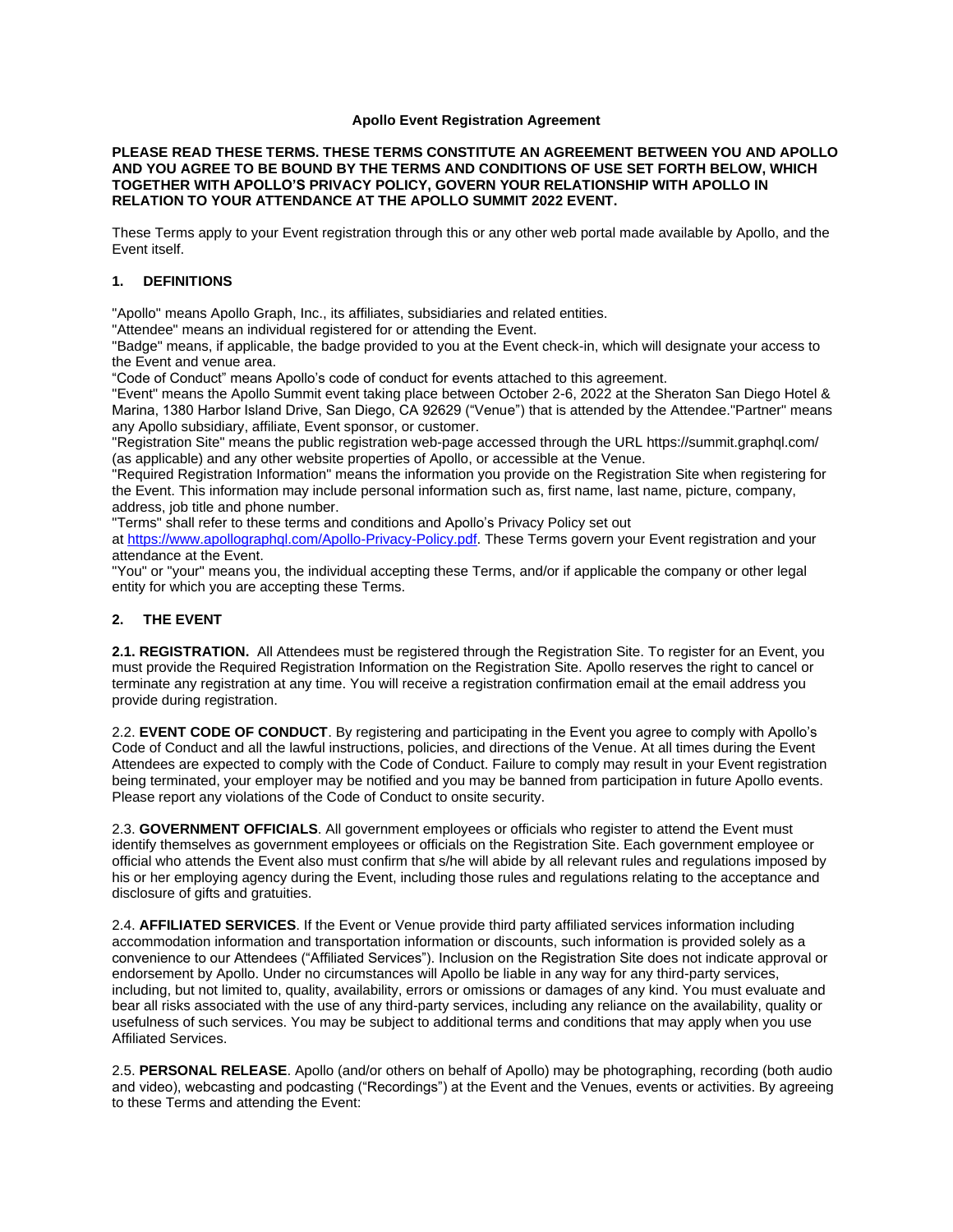# Apollo Event Registration Agreement

**PLEASE READ THESE TERMS. THESE TERMS CONSTITUTE AN AGREEMENT BETWEEN YOU AND APOLLO AND YOU AGREE TO BE BOUND BY THE TERMS AND CONDITIONS OF USE SET FORTH BELOW, WHICH TOGETHER WITH APOLLO'S PRIVACY POLICY, GOVERN YOUR RELATIONSHIP WITH APOLLO IN RELATION TO YOUR ATTENDANCE AT THE APOLLO SUMMIT 2022 EVENT.**

These Terms apply to your Event registration through this or any other web portal made available by Apollo, and the Event itself.

## 1. DEFINITIONS

"Apollo" means Apollo Graph, Inc., its affiliates, subsidiaries and related entities.
"Attendee" means an individual registered for or attending the Event.
"Badge" means, if applicable, the badge provided to you at the Event check-in, which will designate your access to the Event and venue area.
"Code of Conduct" means Apollo's code of conduct for events attached to this agreement.
"Event" means the Apollo Summit event taking place between October 2-6, 2022 at the Sheraton San Diego Hotel & Marina, 1380 Harbor Island Drive, San Diego, CA 92629 ("Venue") that is attended by the Attendee."Partner" means any Apollo subsidiary, affiliate, Event sponsor, or customer.
"Registration Site" means the public registration web-page accessed through the URL https://summit.graphql.com/ (as applicable) and any other website properties of Apollo, or accessible at the Venue.
"Required Registration Information" means the information you provide on the Registration Site when registering for the Event. This information may include personal information such as, first name, last name, picture, company, address, job title and phone number.
"Terms" shall refer to these terms and conditions and Apollo's Privacy Policy set out at https://www.apollographql.com/Apollo-Privacy-Policy.pdf. These Terms govern your Event registration and your attendance at the Event.
"You" or "your" means you, the individual accepting these Terms, and/or if applicable the company or other legal entity for which you are accepting these Terms.

## 2. THE EVENT

**2.1. REGISTRATION.** All Attendees must be registered through the Registration Site. To register for an Event, you must provide the Required Registration Information on the Registration Site. Apollo reserves the right to cancel or terminate any registration at any time. You will receive a registration confirmation email at the email address you provide during registration.

2.2. **EVENT CODE OF CONDUCT**. By registering and participating in the Event you agree to comply with Apollo's Code of Conduct and all the lawful instructions, policies, and directions of the Venue. At all times during the Event Attendees are expected to comply with the Code of Conduct. Failure to comply may result in your Event registration being terminated, your employer may be notified and you may be banned from participation in future Apollo events. Please report any violations of the Code of Conduct to onsite security.

2.3. **GOVERNMENT OFFICIALS**. All government employees or officials who register to attend the Event must identify themselves as government employees or officials on the Registration Site. Each government employee or official who attends the Event also must confirm that s/he will abide by all relevant rules and regulations imposed by his or her employing agency during the Event, including those rules and regulations relating to the acceptance and disclosure of gifts and gratuities.

2.4. **AFFILIATED SERVICES**. If the Event or Venue provide third party affiliated services information including accommodation information and transportation information or discounts, such information is provided solely as a convenience to our Attendees ("Affiliated Services"). Inclusion on the Registration Site does not indicate approval or endorsement by Apollo. Under no circumstances will Apollo be liable in any way for any third-party services, including, but not limited to, quality, availability, errors or omissions or damages of any kind. You must evaluate and bear all risks associated with the use of any third-party services, including any reliance on the availability, quality or usefulness of such services. You may be subject to additional terms and conditions that may apply when you use Affiliated Services.

2.5. **PERSONAL RELEASE**. Apollo (and/or others on behalf of Apollo) may be photographing, recording (both audio and video), webcasting and podcasting ("Recordings") at the Event and the Venues, events or activities. By agreeing to these Terms and attending the Event: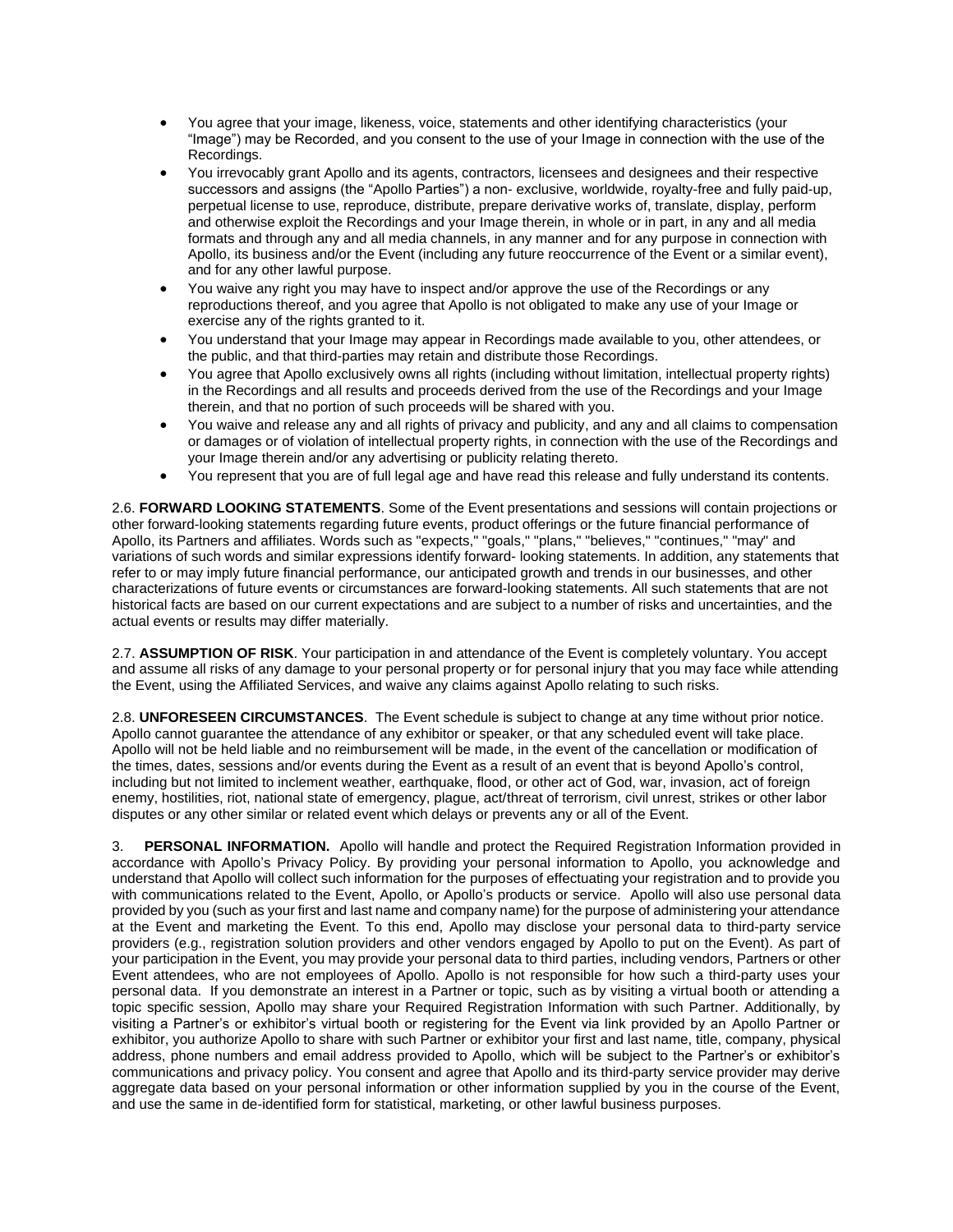- You agree that your image, likeness, voice, statements and other identifying characteristics (your "Image") may be Recorded, and you consent to the use of your Image in connection with the use of the Recordings.
- You irrevocably grant Apollo and its agents, contractors, licensees and designees and their respective successors and assigns (the "Apollo Parties") a non- exclusive, worldwide, royalty-free and fully paid-up, perpetual license to use, reproduce, distribute, prepare derivative works of, translate, display, perform and otherwise exploit the Recordings and your Image therein, in whole or in part, in any and all media formats and through any and all media channels, in any manner and for any purpose in connection with Apollo, its business and/or the Event (including any future reoccurrence of the Event or a similar event), and for any other lawful purpose.
- You waive any right you may have to inspect and/or approve the use of the Recordings or any reproductions thereof, and you agree that Apollo is not obligated to make any use of your Image or exercise any of the rights granted to it.
- You understand that your Image may appear in Recordings made available to you, other attendees, or the public, and that third-parties may retain and distribute those Recordings.
- You agree that Apollo exclusively owns all rights (including without limitation, intellectual property rights) in the Recordings and all results and proceeds derived from the use of the Recordings and your Image therein, and that no portion of such proceeds will be shared with you.
- You waive and release any and all rights of privacy and publicity, and any and all claims to compensation or damages or of violation of intellectual property rights, in connection with the use of the Recordings and your Image therein and/or any advertising or publicity relating thereto.
- You represent that you are of full legal age and have read this release and fully understand its contents.

2.6. **FORWARD LOOKING STATEMENTS**. Some of the Event presentations and sessions will contain projections or other forward-looking statements regarding future events, product offerings or the future financial performance of Apollo, its Partners and affiliates. Words such as "expects," "goals," "plans," "believes," "continues," "may" and variations of such words and similar expressions identify forward- looking statements. In addition, any statements that refer to or may imply future financial performance, our anticipated growth and trends in our businesses, and other characterizations of future events or circumstances are forward-looking statements. All such statements that are not historical facts are based on our current expectations and are subject to a number of risks and uncertainties, and the actual events or results may differ materially.

2.7. **ASSUMPTION OF RISK**. Your participation in and attendance of the Event is completely voluntary. You accept and assume all risks of any damage to your personal property or for personal injury that you may face while attending the Event, using the Affiliated Services, and waive any claims against Apollo relating to such risks.

2.8. **UNFORESEEN CIRCUMSTANCES**. The Event schedule is subject to change at any time without prior notice. Apollo cannot guarantee the attendance of any exhibitor or speaker, or that any scheduled event will take place. Apollo will not be held liable and no reimbursement will be made, in the event of the cancellation or modification of the times, dates, sessions and/or events during the Event as a result of an event that is beyond Apollo's control, including but not limited to inclement weather, earthquake, flood, or other act of God, war, invasion, act of foreign enemy, hostilities, riot, national state of emergency, plague, act/threat of terrorism, civil unrest, strikes or other labor disputes or any other similar or related event which delays or prevents any or all of the Event.

3. **PERSONAL INFORMATION.** Apollo will handle and protect the Required Registration Information provided in accordance with Apollo's Privacy Policy. By providing your personal information to Apollo, you acknowledge and understand that Apollo will collect such information for the purposes of effectuating your registration and to provide you with communications related to the Event, Apollo, or Apollo's products or service. Apollo will also use personal data provided by you (such as your first and last name and company name) for the purpose of administering your attendance at the Event and marketing the Event. To this end, Apollo may disclose your personal data to third-party service providers (e.g., registration solution providers and other vendors engaged by Apollo to put on the Event). As part of your participation in the Event, you may provide your personal data to third parties, including vendors, Partners or other Event attendees, who are not employees of Apollo. Apollo is not responsible for how such a third-party uses your personal data. If you demonstrate an interest in a Partner or topic, such as by visiting a virtual booth or attending a topic specific session, Apollo may share your Required Registration Information with such Partner. Additionally, by visiting a Partner's or exhibitor's virtual booth or registering for the Event via link provided by an Apollo Partner or exhibitor, you authorize Apollo to share with such Partner or exhibitor your first and last name, title, company, physical address, phone numbers and email address provided to Apollo, which will be subject to the Partner's or exhibitor's communications and privacy policy. You consent and agree that Apollo and its third-party service provider may derive aggregate data based on your personal information or other information supplied by you in the course of the Event, and use the same in de-identified form for statistical, marketing, or other lawful business purposes.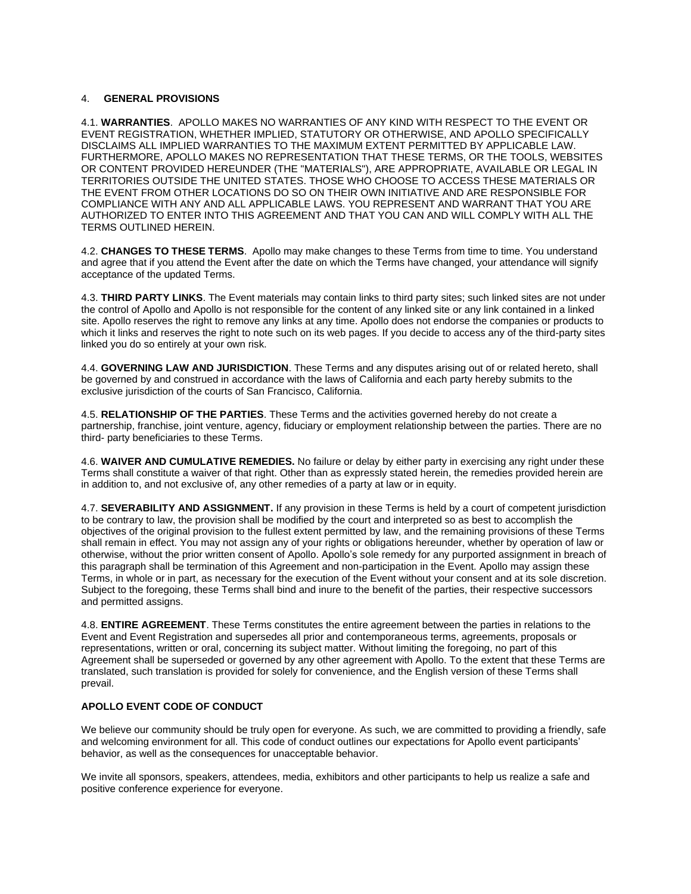## 4. GENERAL PROVISIONS

4.1. **WARRANTIES**. APOLLO MAKES NO WARRANTIES OF ANY KIND WITH RESPECT TO THE EVENT OR EVENT REGISTRATION, WHETHER IMPLIED, STATUTORY OR OTHERWISE, AND APOLLO SPECIFICALLY DISCLAIMS ALL IMPLIED WARRANTIES TO THE MAXIMUM EXTENT PERMITTED BY APPLICABLE LAW. FURTHERMORE, APOLLO MAKES NO REPRESENTATION THAT THESE TERMS, OR THE TOOLS, WEBSITES OR CONTENT PROVIDED HEREUNDER (THE "MATERIALS"), ARE APPROPRIATE, AVAILABLE OR LEGAL IN TERRITORIES OUTSIDE THE UNITED STATES. THOSE WHO CHOOSE TO ACCESS THESE MATERIALS OR THE EVENT FROM OTHER LOCATIONS DO SO ON THEIR OWN INITIATIVE AND ARE RESPONSIBLE FOR COMPLIANCE WITH ANY AND ALL APPLICABLE LAWS. YOU REPRESENT AND WARRANT THAT YOU ARE AUTHORIZED TO ENTER INTO THIS AGREEMENT AND THAT YOU CAN AND WILL COMPLY WITH ALL THE TERMS OUTLINED HEREIN.

4.2. **CHANGES TO THESE TERMS**. Apollo may make changes to these Terms from time to time. You understand and agree that if you attend the Event after the date on which the Terms have changed, your attendance will signify acceptance of the updated Terms.

4.3. **THIRD PARTY LINKS**. The Event materials may contain links to third party sites; such linked sites are not under the control of Apollo and Apollo is not responsible for the content of any linked site or any link contained in a linked site. Apollo reserves the right to remove any links at any time. Apollo does not endorse the companies or products to which it links and reserves the right to note such on its web pages. If you decide to access any of the third-party sites linked you do so entirely at your own risk.

4.4. **GOVERNING LAW AND JURISDICTION**. These Terms and any disputes arising out of or related hereto, shall be governed by and construed in accordance with the laws of California and each party hereby submits to the exclusive jurisdiction of the courts of San Francisco, California.

4.5. **RELATIONSHIP OF THE PARTIES**. These Terms and the activities governed hereby do not create a partnership, franchise, joint venture, agency, fiduciary or employment relationship between the parties. There are no third- party beneficiaries to these Terms.

4.6. **WAIVER AND CUMULATIVE REMEDIES.** No failure or delay by either party in exercising any right under these Terms shall constitute a waiver of that right. Other than as expressly stated herein, the remedies provided herein are in addition to, and not exclusive of, any other remedies of a party at law or in equity.

4.7. **SEVERABILITY AND ASSIGNMENT.** If any provision in these Terms is held by a court of competent jurisdiction to be contrary to law, the provision shall be modified by the court and interpreted so as best to accomplish the objectives of the original provision to the fullest extent permitted by law, and the remaining provisions of these Terms shall remain in effect. You may not assign any of your rights or obligations hereunder, whether by operation of law or otherwise, without the prior written consent of Apollo. Apollo's sole remedy for any purported assignment in breach of this paragraph shall be termination of this Agreement and non-participation in the Event. Apollo may assign these Terms, in whole or in part, as necessary for the execution of the Event without your consent and at its sole discretion. Subject to the foregoing, these Terms shall bind and inure to the benefit of the parties, their respective successors and permitted assigns.

4.8. **ENTIRE AGREEMENT**. These Terms constitutes the entire agreement between the parties in relations to the Event and Event Registration and supersedes all prior and contemporaneous terms, agreements, proposals or representations, written or oral, concerning its subject matter. Without limiting the foregoing, no part of this Agreement shall be superseded or governed by any other agreement with Apollo. To the extent that these Terms are translated, such translation is provided for solely for convenience, and the English version of these Terms shall prevail.

## APOLLO EVENT CODE OF CONDUCT

We believe our community should be truly open for everyone. As such, we are committed to providing a friendly, safe and welcoming environment for all. This code of conduct outlines our expectations for Apollo event participants' behavior, as well as the consequences for unacceptable behavior.

We invite all sponsors, speakers, attendees, media, exhibitors and other participants to help us realize a safe and positive conference experience for everyone.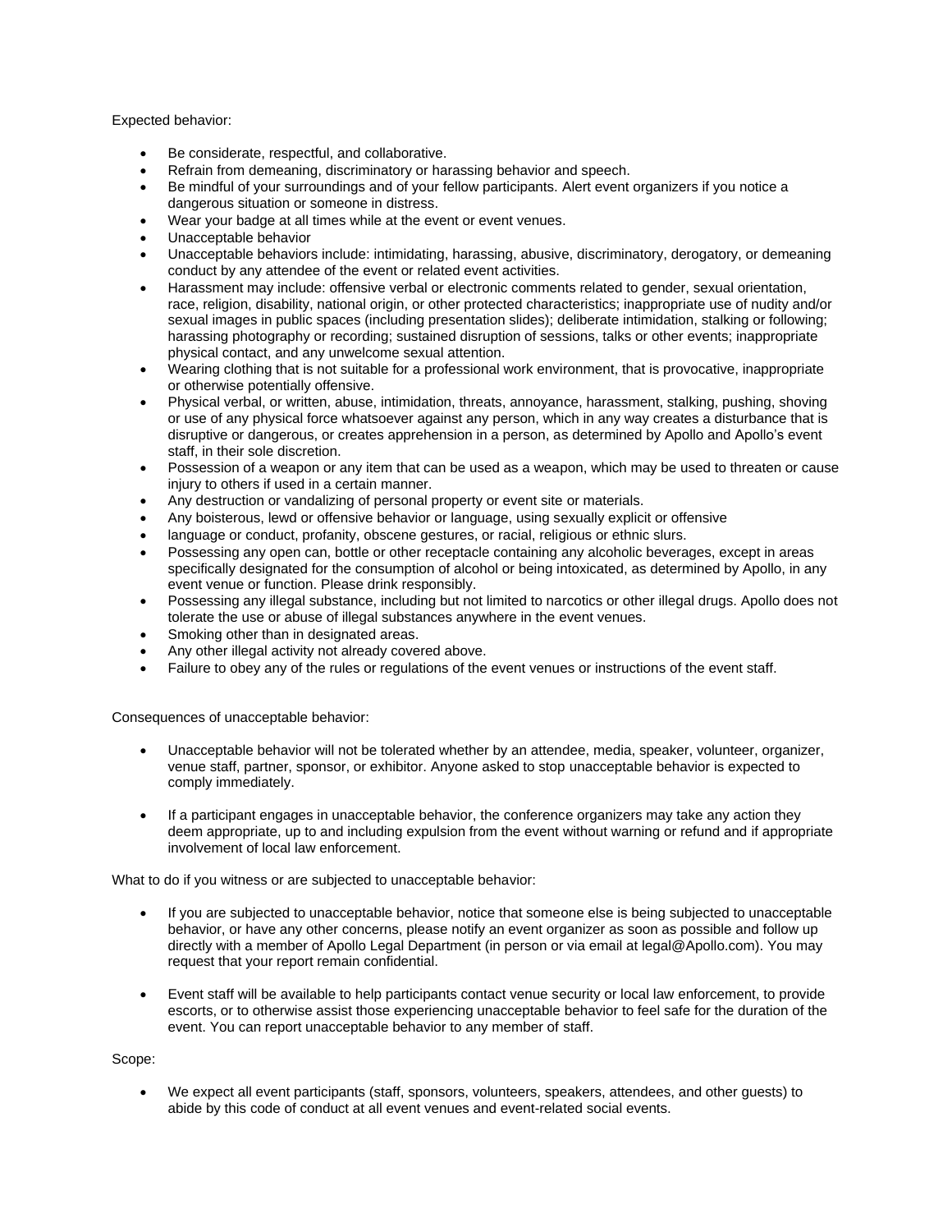Expected behavior:

- Be considerate, respectful, and collaborative.
- Refrain from demeaning, discriminatory or harassing behavior and speech.
- Be mindful of your surroundings and of your fellow participants. Alert event organizers if you notice a dangerous situation or someone in distress.
- Wear your badge at all times while at the event or event venues.
- Unacceptable behavior
- Unacceptable behaviors include: intimidating, harassing, abusive, discriminatory, derogatory, or demeaning conduct by any attendee of the event or related event activities.
- Harassment may include: offensive verbal or electronic comments related to gender, sexual orientation, race, religion, disability, national origin, or other protected characteristics; inappropriate use of nudity and/or sexual images in public spaces (including presentation slides); deliberate intimidation, stalking or following; harassing photography or recording; sustained disruption of sessions, talks or other events; inappropriate physical contact, and any unwelcome sexual attention.
- Wearing clothing that is not suitable for a professional work environment, that is provocative, inappropriate or otherwise potentially offensive.
- Physical verbal, or written, abuse, intimidation, threats, annoyance, harassment, stalking, pushing, shoving or use of any physical force whatsoever against any person, which in any way creates a disturbance that is disruptive or dangerous, or creates apprehension in a person, as determined by Apollo and Apollo's event staff, in their sole discretion.
- Possession of a weapon or any item that can be used as a weapon, which may be used to threaten or cause injury to others if used in a certain manner.
- Any destruction or vandalizing of personal property or event site or materials.
- Any boisterous, lewd or offensive behavior or language, using sexually explicit or offensive
- language or conduct, profanity, obscene gestures, or racial, religious or ethnic slurs.
- Possessing any open can, bottle or other receptacle containing any alcoholic beverages, except in areas specifically designated for the consumption of alcohol or being intoxicated, as determined by Apollo, in any event venue or function. Please drink responsibly.
- Possessing any illegal substance, including but not limited to narcotics or other illegal drugs. Apollo does not tolerate the use or abuse of illegal substances anywhere in the event venues.
- Smoking other than in designated areas.
- Any other illegal activity not already covered above.
- Failure to obey any of the rules or regulations of the event venues or instructions of the event staff.

Consequences of unacceptable behavior:

- Unacceptable behavior will not be tolerated whether by an attendee, media, speaker, volunteer, organizer, venue staff, partner, sponsor, or exhibitor. Anyone asked to stop unacceptable behavior is expected to comply immediately.
- If a participant engages in unacceptable behavior, the conference organizers may take any action they deem appropriate, up to and including expulsion from the event without warning or refund and if appropriate involvement of local law enforcement.

What to do if you witness or are subjected to unacceptable behavior:

- If you are subjected to unacceptable behavior, notice that someone else is being subjected to unacceptable behavior, or have any other concerns, please notify an event organizer as soon as possible and follow up directly with a member of Apollo Legal Department (in person or via email at legal@Apollo.com). You may request that your report remain confidential.
- Event staff will be available to help participants contact venue security or local law enforcement, to provide escorts, or to otherwise assist those experiencing unacceptable behavior to feel safe for the duration of the event. You can report unacceptable behavior to any member of staff.

Scope:

- We expect all event participants (staff, sponsors, volunteers, speakers, attendees, and other guests) to abide by this code of conduct at all event venues and event-related social events.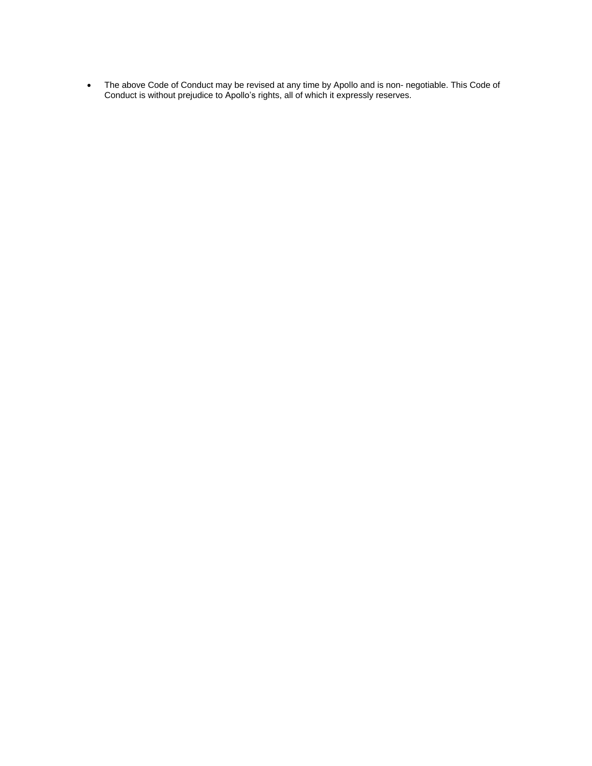- The above Code of Conduct may be revised at any time by Apollo and is non- negotiable. This Code of Conduct is without prejudice to Apollo's rights, all of which it expressly reserves.